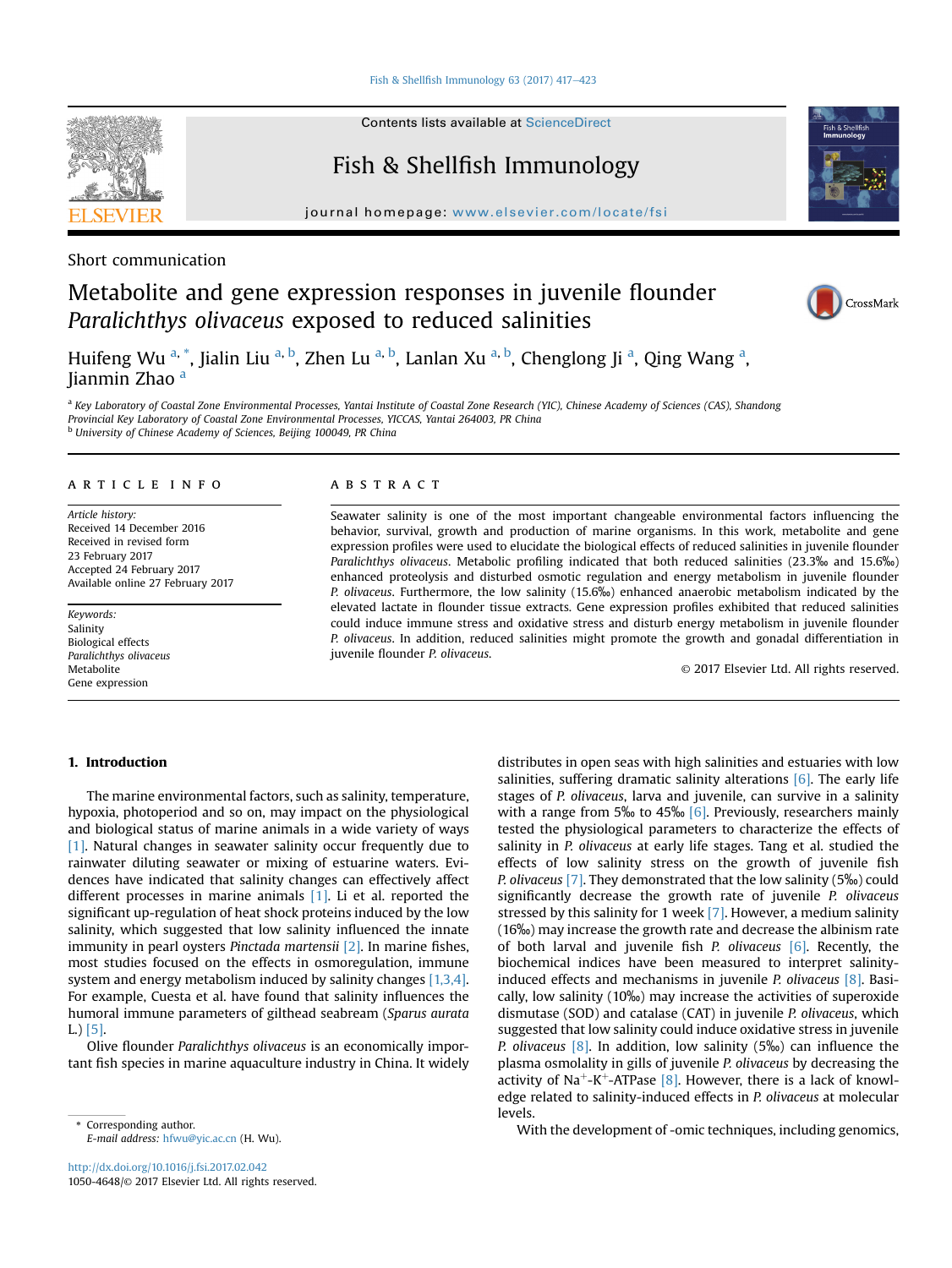Short communication

# Metabolite and gene expression responses in juvenile flounder *Paralichthys olivaceus* exposed to reduced salinities

Huifeng Wu [a,*], Jialin Liu [a,b], Zhen Lu [a,b], Lanlan Xu [a,b], Chenglong Ji [a], Qing Wang [a], Jianmin Zhao [a]

[a] Key Laboratory of Coastal Zone Environmental Processes, Yantai Institute of Coastal Zone Research (YIC), Chinese Academy of Sciences (CAS), Shandong Provincial Key Laboratory of Coastal Zone Environmental Processes, YICCAS, Yantai 264003, PR China

[b] University of Chinese Academy of Sciences, Beijing 100049, PR China

## ARTICLE INFO

*Article history:*
Received 14 December 2016
Received in revised form
23 February 2017
Accepted 24 February 2017
Available online 27 February 2017

*Keywords:*
Salinity
Biological effects
*Paralichthys olivaceus*
Metabolite
Gene expression

## ABSTRACT

Seawater salinity is one of the most important changeable environmental factors influencing the behavior, survival, growth and production of marine organisms. In this work, metabolite and gene expression profiles were used to elucidate the biological effects of reduced salinities in juvenile flounder *Paralichthys olivaceus*. Metabolic profiling indicated that both reduced salinities (23.3‰ and 15.6‰) enhanced proteolysis and disturbed osmotic regulation and energy metabolism in juvenile flounder *P. olivaceus*. Furthermore, the low salinity (15.6‰) enhanced anaerobic metabolism indicated by the elevated lactate in flounder tissue extracts. Gene expression profiles exhibited that reduced salinities could induce immune stress and oxidative stress and disturb energy metabolism in juvenile flounder *P. olivaceus*. In addition, reduced salinities might promote the growth and gonadal differentiation in juvenile flounder *P. olivaceus*.

© 2017 Elsevier Ltd. All rights reserved.

## 1. Introduction

The marine environmental factors, such as salinity, temperature, hypoxia, photoperiod and so on, may impact on the physiological and biological status of marine animals in a wide variety of ways [1]. Natural changes in seawater salinity occur frequently due to rainwater diluting seawater or mixing of estuarine waters. Evidences have indicated that salinity changes can effectively affect different processes in marine animals [1]. Li et al. reported the significant up-regulation of heat shock proteins induced by the low salinity, which suggested that low salinity influenced the innate immunity in pearl oysters *Pinctada martensii* [2]. In marine fishes, most studies focused on the effects in osmoregulation, immune system and energy metabolism induced by salinity changes [1,3,4]. For example, Cuesta et al. have found that salinity influences the humoral immune parameters of gilthead seabream (*Sparus aurata* L.) [5].

Olive flounder *Paralichthys olivaceus* is an economically important fish species in marine aquaculture industry in China. It widely distributes in open seas with high salinities and estuaries with low salinities, suffering dramatic salinity alterations [6]. The early life stages of *P. olivaceus*, larva and juvenile, can survive in a salinity with a range from 5‰ to 45‰ [6]. Previously, researchers mainly tested the physiological parameters to characterize the effects of salinity in *P. olivaceus* at early life stages. Tang et al. studied the effects of low salinity stress on the growth of juvenile fish *P. olivaceus* [7]. They demonstrated that the low salinity (5‰) could significantly decrease the growth rate of juvenile *P. olivaceus* stressed by this salinity for 1 week [7]. However, a medium salinity (16‰) may increase the growth rate and decrease the albinism rate of both larval and juvenile fish *P. olivaceus* [6]. Recently, the biochemical indices have been measured to interpret salinity-induced effects and mechanisms in juvenile *P. olivaceus* [8]. Basically, low salinity (10‰) may increase the activities of superoxide dismutase (SOD) and catalase (CAT) in juvenile *P. olivaceus*, which suggested that low salinity could induce oxidative stress in juvenile *P. olivaceus* [8]. In addition, low salinity (5‰) can influence the plasma osmolality in gills of juvenile *P. olivaceus* by decreasing the activity of $Na^{+}$-$K^{+}$-ATPase [8]. However, there is a lack of knowledge related to salinity-induced effects in *P. olivaceus* at molecular levels.

With the development of -omic techniques, including genomics,

* Corresponding author.
*E-mail address:* hfwu@yic.ac.cn (H. Wu).

http://dx.doi.org/10.1016/j.fsi.2017.02.042
1050-4648/© 2017 Elsevier Ltd. All rights reserved.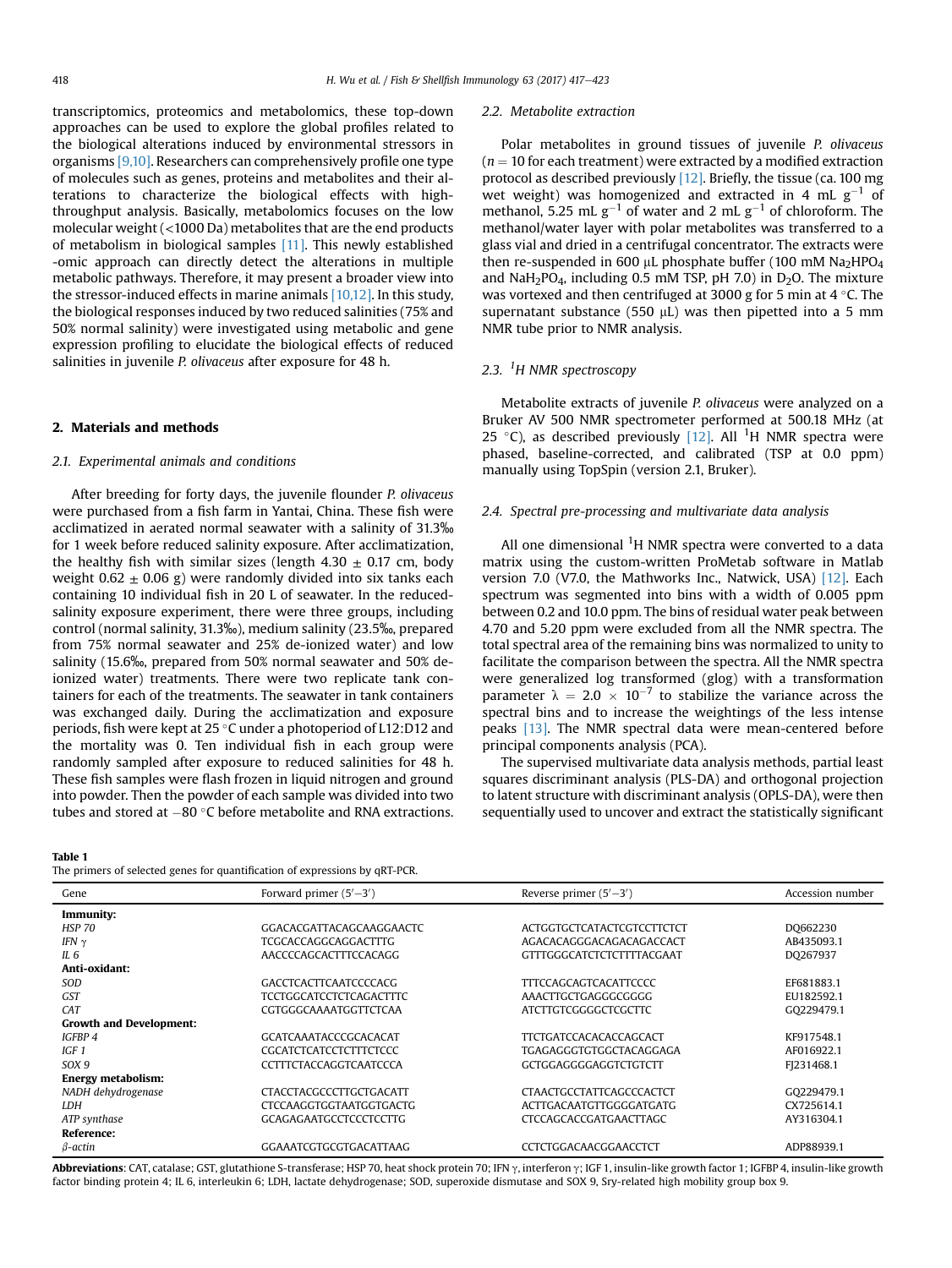transcriptomics, proteomics and metabolomics, these top-down approaches can be used to explore the global profiles related to the biological alterations induced by environmental stressors in organisms [9,10]. Researchers can comprehensively profile one type of molecules such as genes, proteins and metabolites and their alterations to characterize the biological effects with high-throughput analysis. Basically, metabolomics focuses on the low molecular weight (<1000 Da) metabolites that are the end products of metabolism in biological samples [11]. This newly established -omic approach can directly detect the alterations in multiple metabolic pathways. Therefore, it may present a broader view into the stressor-induced effects in marine animals [10,12]. In this study, the biological responses induced by two reduced salinities (75% and 50% normal salinity) were investigated using metabolic and gene expression profiling to elucidate the biological effects of reduced salinities in juvenile *P. olivaceus* after exposure for 48 h.

## 2. Materials and methods

### 2.1. Experimental animals and conditions

After breeding for forty days, the juvenile flounder *P. olivaceus* were purchased from a fish farm in Yantai, China. These fish were acclimatized in aerated normal seawater with a salinity of 31.3‰ for 1 week before reduced salinity exposure. After acclimatization, the healthy fish with similar sizes (length $4.30 \pm 0.17$ cm, body weight $0.62 \pm 0.06$ g) were randomly divided into six tanks each containing 10 individual fish in 20 L of seawater. In the reduced-salinity exposure experiment, there were three groups, including control (normal salinity, 31.3‰), medium salinity (23.5‰, prepared from 75% normal seawater and 25% de-ionized water) and low salinity (15.6‰, prepared from 50% normal seawater and 50% de-ionized water) treatments. There were two replicate tank containers for each of the treatments. The seawater in tank containers was exchanged daily. During the acclimatization and exposure periods, fish were kept at 25 °C under a photoperiod of L12:D12 and the mortality was 0. Ten individual fish in each group were randomly sampled after exposure to reduced salinities for 48 h. These fish samples were flash frozen in liquid nitrogen and ground into powder. Then the powder of each sample was divided into two tubes and stored at −80 °C before metabolite and RNA extractions.

### 2.2. Metabolite extraction

Polar metabolites in ground tissues of juvenile *P. olivaceus* ($n = 10$ for each treatment) were extracted by a modified extraction protocol as described previously [12]. Briefly, the tissue (ca. 100 mg wet weight) was homogenized and extracted in 4 mL $g^{-1}$ of methanol, 5.25 mL $g^{-1}$ of water and 2 mL $g^{-1}$ of chloroform. The methanol/water layer with polar metabolites was transferred to a glass vial and dried in a centrifugal concentrator. The extracts were then re-suspended in 600 μL phosphate buffer (100 mM $Na_2HPO_4$ and $NaH_2PO_4$, including 0.5 mM TSP, pH 7.0) in $D_2O$. The mixture was vortexed and then centrifuged at 3000 g for 5 min at 4 °C. The supernatant substance (550 μL) was then pipetted into a 5 mm NMR tube prior to NMR analysis.

### 2.3. $^1H$ NMR spectroscopy

Metabolite extracts of juvenile *P. olivaceus* were analyzed on a Bruker AV 500 NMR spectrometer performed at 500.18 MHz (at 25 °C), as described previously [12]. All $^1H$ NMR spectra were phased, baseline-corrected, and calibrated (TSP at 0.0 ppm) manually using TopSpin (version 2.1, Bruker).

### 2.4. Spectral pre-processing and multivariate data analysis

All one dimensional $^1H$ NMR spectra were converted to a data matrix using the custom-written ProMetab software in Matlab version 7.0 (V7.0, the Mathworks Inc., Natwick, USA) [12]. Each spectrum was segmented into bins with a width of 0.005 ppm between 0.2 and 10.0 ppm. The bins of residual water peak between 4.70 and 5.20 ppm were excluded from all the NMR spectra. The total spectral area of the remaining bins was normalized to unity to facilitate the comparison between the spectra. All the NMR spectra were generalized log transformed (glog) with a transformation parameter $\lambda = 2.0 \times 10^{-7}$ to stabilize the variance across the spectral bins and to increase the weightings of the less intense peaks [13]. The NMR spectral data were mean-centered before principal components analysis (PCA).

The supervised multivariate data analysis methods, partial least squares discriminant analysis (PLS-DA) and orthogonal projection to latent structure with discriminant analysis (OPLS-DA), were then sequentially used to uncover and extract the statistically significant

**Table 1**
The primers of selected genes for quantification of expressions by qRT-PCR.

| Gene | Forward primer (5′−3′) | Reverse primer (5′−3′) | Accession number |
|---|---|---|---|
| **Immunity:** | | | |
| *HSP 70* | GGACACGATTACAGCAAGGAACTC | ACTGGTGCTCATACTCGTCCTTCTCT | DQ662230 |
| *IFN γ* | TCGCACCAGGCAGGACTTTG | AGACACAGGGACAGACAGACCACT | AB435093.1 |
| *IL 6* | AACCCCAGCACTTTCCACAGG | GTTTGGGCATCTCTCTTTTACGAAT | DQ267937 |
| **Anti-oxidant:** | | | |
| *SOD* | GACCTCACTTCAATCCCCACG | TTTCCAGCAGTCACATTCCCC | EF681883.1 |
| *GST* | TCCTGGCATCCTCTCAGGACTTTC | AAACTTGCTGAGGGCGGGG | EU182592.1 |
| *CAT* | CGTGGGCAAAATGGTTCTCAA | ATCTTGTCGGGGCTCGCTTC | GQ229479.1 |
| **Growth and Development:** | | | |
| *IGFBP 4* | GCATCAAATACCCGCACACAT | TTCTGATCCACACACCAGCACT | KF917548.1 |
| *IGF 1* | CGCATCTCATCCTCTTTCTCCC | TGAGAGGGTGTGGCTACAGGAGA | AF016922.1 |
| *SOX 9* | CCTTTCTACCAGGTCAATCCCA | GCTGGAGGGGAGGTCTGTCTT | FJ231468.1 |
| **Energy metabolism:** | | | |
| *NADH dehydrogenase* | CTACCTACGCCCTTGCTGACATT | CTAACTGCCTATTCAGCCCACTCT | GQ229479.1 |
| *LDH* | CTCCAAGGTGGTAATGGTGACTG | ACTTGACAATGTTGGGGATGATG | CX725614.1 |
| *ATP synthase* | GCAGAGAATGCCTCCCTCCTTG | CTCCAGCACCGATGAACTTAGC | AY316304.1 |
| **Reference:** | | | |
| *β-actin* | GGAAATCGTGCGTGACATTAAG | CCTCTGGACAACGGAACCTCT | ADP88939.1 |

**Abbreviations**: CAT, catalase; GST, glutathione S-transferase; HSP 70, heat shock protein 70; IFN γ, interferon γ; IGF 1, insulin-like growth factor 1; IGFBP 4, insulin-like growth factor binding protein 4; IL 6, interleukin 6; LDH, lactate dehydrogenase; SOD, superoxide dismutase and SOX 9, Sry-related high mobility group box 9.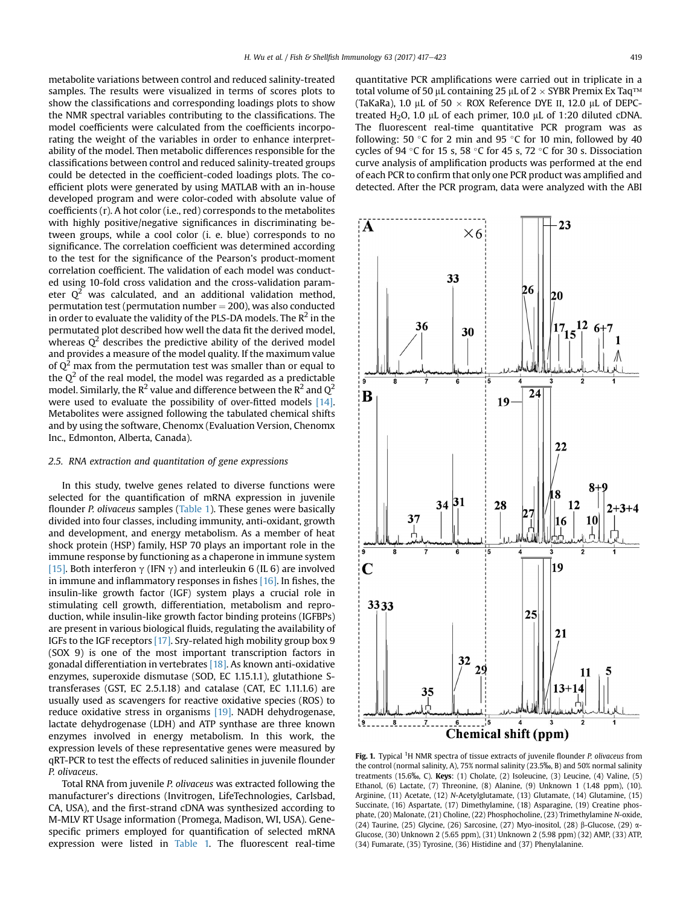metabolite variations between control and reduced salinity-treated samples. The results were visualized in terms of scores plots to show the classifications and corresponding loadings plots to show the NMR spectral variables contributing to the classifications. The model coefficients were calculated from the coefficients incorporating the weight of the variables in order to enhance interpretability of the model. Then metabolic differences responsible for the classifications between control and reduced salinity-treated groups could be detected in the coefficient-coded loadings plots. The coefficient plots were generated by using MATLAB with an in-house developed program and were color-coded with absolute value of coefficients (r). A hot color (i.e., red) corresponds to the metabolites with highly positive/negative significances in discriminating between groups, while a cool color (i. e. blue) corresponds to no significance. The correlation coefficient was determined according to the test for the significance of the Pearson's product-moment correlation coefficient. The validation of each model was conducted using 10-fold cross validation and the cross-validation parameter $Q^2$ was calculated, and an additional validation method, permutation test (permutation number = 200), was also conducted in order to evaluate the validity of the PLS-DA models. The $R^2$ in the permutated plot described how well the data fit the derived model, whereas $Q^2$ describes the predictive ability of the derived model and provides a measure of the model quality. If the maximum value of $Q^2$ max from the permutation test was smaller than or equal to the $Q^2$ of the real model, the model was regarded as a predictable model. Similarly, the $R^2$ value and difference between the $R^2$ and $Q^2$ were used to evaluate the possibility of over-fitted models [14]. Metabolites were assigned following the tabulated chemical shifts and by using the software, Chenomx (Evaluation Version, Chenomx Inc., Edmonton, Alberta, Canada).

### 2.5. RNA extraction and quantitation of gene expressions

In this study, twelve genes related to diverse functions were selected for the quantification of mRNA expression in juvenile flounder *P. olivaceus* samples (Table 1). These genes were basically divided into four classes, including immunity, anti-oxidant, growth and development, and energy metabolism. As a member of heat shock protein (HSP) family, HSP 70 plays an important role in the immune response by functioning as a chaperone in immune system [15]. Both interferon γ (IFN γ) and interleukin 6 (IL 6) are involved in immune and inflammatory responses in fishes [16]. In fishes, the insulin-like growth factor (IGF) system plays a crucial role in stimulating cell growth, differentiation, metabolism and reproduction, while insulin-like growth factor binding proteins (IGFBPs) are present in various biological fluids, regulating the availability of IGFs to the IGF receptors [17]. Sry-related high mobility group box 9 (SOX 9) is one of the most important transcription factors in gonadal differentiation in vertebrates [18]. As known anti-oxidative enzymes, superoxide dismutase (SOD, EC 1.15.1.1), glutathione S-transferases (GST, EC 2.5.1.18) and catalase (CAT, EC 1.11.1.6) are usually used as scavengers for reactive oxidative species (ROS) to reduce oxidative stress in organisms [19]. NADH dehydrogenase, lactate dehydrogenase (LDH) and ATP synthase are three known enzymes involved in energy metabolism. In this work, the expression levels of these representative genes were measured by qRT-PCR to test the effects of reduced salinities in juvenile flounder *P. olivaceus*.

Total RNA from juvenile *P. olivaceus* was extracted following the manufacturer's directions (Invitrogen, LifeTechnologies, Carlsbad, CA, USA), and the first-strand cDNA was synthesized according to M-MLV RT Usage information (Promega, Madison, WI, USA). Gene-specific primers employed for quantification of selected mRNA expression were listed in Table 1. The fluorescent real-time quantitative PCR amplifications were carried out in triplicate in a total volume of 50 μL containing 25 μL of 2 × SYBR Premix Ex Taq™ (TaKaRa), 1.0 μL of 50 × ROX Reference DYE II, 12.0 μL of DEPC-treated $H_2O$, 1.0 μL of each primer, 10.0 μL of 1:20 diluted cDNA. The fluorescent real-time quantitative PCR program was as following: 50 °C for 2 min and 95 °C for 10 min, followed by 40 cycles of 94 °C for 15 s, 58 °C for 45 s, 72 °C for 30 s. Dissociation curve analysis of amplification products was performed at the end of each PCR to confirm that only one PCR product was amplified and detected. After the PCR program, data were analyzed with the ABI

**Fig. 1.** Typical $^1$H NMR spectra of tissue extracts of juvenile flounder *P. olivaceus* from the control (normal salinity, A), 75% normal salinity (23.5‰, B) and 50% normal salinity treatments (15.6‰, C). **Keys**: (1) Cholate, (2) Isoleucine, (3) Leucine, (4) Valine, (5) Ethanol, (6) Lactate, (7) Threonine, (8) Alanine, (9) Unknown 1 (1.48 ppm), (10). Arginine, (11) Acetate, (12) *N*-Acetylglutamate, (13) Glutamate, (14) Glutamine, (15) Succinate, (16) Aspartate, (17) Dimethylamine, (18) Asparagine, (19) Creatine phosphate, (20) Malonate, (21) Choline, (22) Phosphocholine, (23) Trimethylamine *N*-oxide, (24) Taurine, (25) Glycine, (26) Sarcosine, (27) Myo-inositol, (28) β-Glucose, (29) α-Glucose, (30) Unknown 2 (5.65 ppm), (31) Unknown 2 (5.98 ppm) (32) AMP, (33) ATP, (34) Fumarate, (35) Tyrosine, (36) Histidine and (37) Phenylalanine.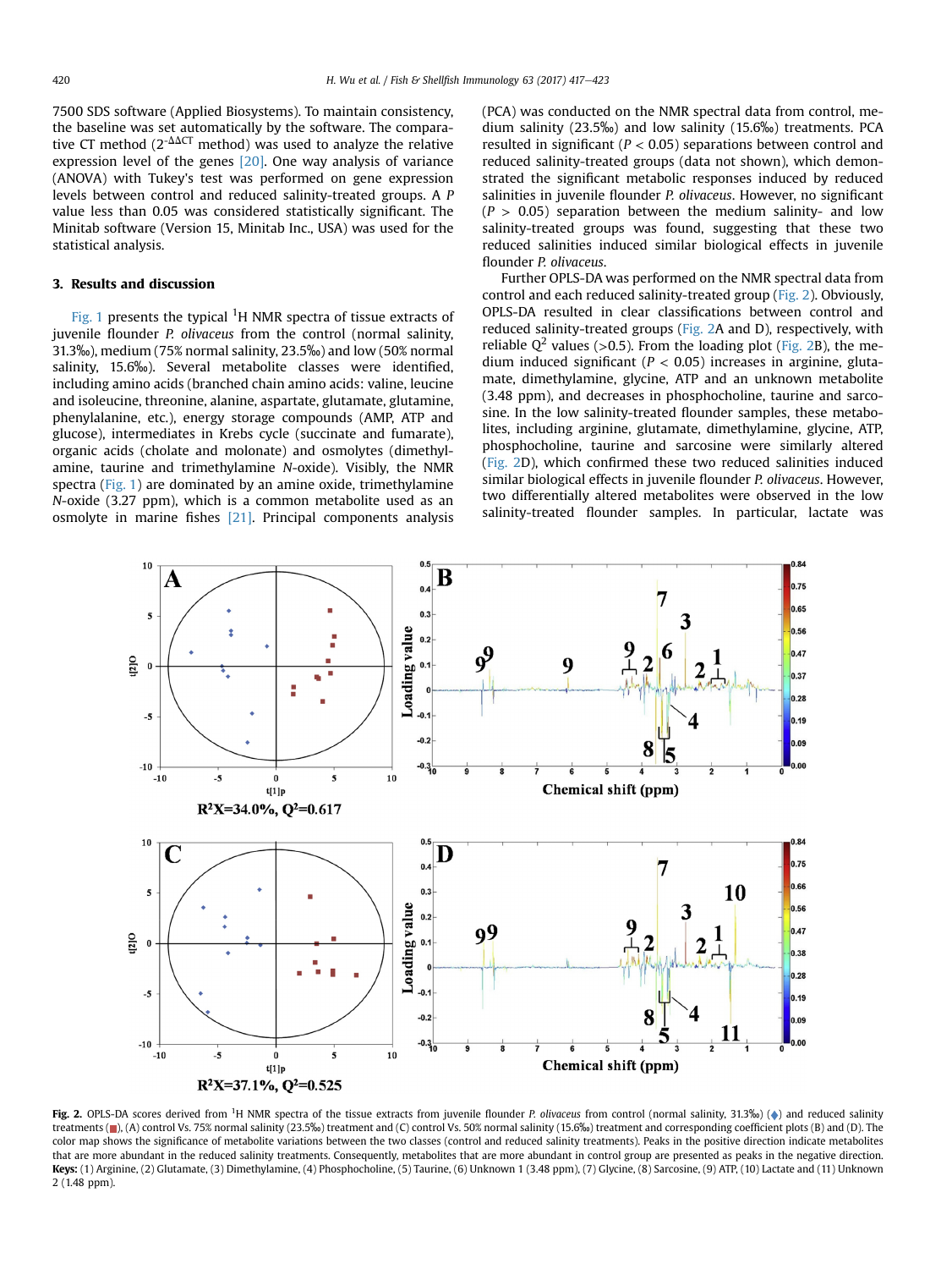7500 SDS software (Applied Biosystems). To maintain consistency, the baseline was set automatically by the software. The comparative CT method ($2^{-\Delta\Delta CT}$ method) was used to analyze the relative expression level of the genes [20]. One way analysis of variance (ANOVA) with Tukey's test was performed on gene expression levels between control and reduced salinity-treated groups. A *P* value less than 0.05 was considered statistically significant. The Minitab software (Version 15, Minitab Inc., USA) was used for the statistical analysis.

## 3. Results and discussion

Fig. 1 presents the typical $^{1}$H NMR spectra of tissue extracts of juvenile flounder *P. olivaceus* from the control (normal salinity, 31.3‰), medium (75% normal salinity, 23.5‰) and low (50% normal salinity, 15.6‰). Several metabolite classes were identified, including amino acids (branched chain amino acids: valine, leucine and isoleucine, threonine, alanine, aspartate, glutamate, glutamine, phenylalanine, etc.), energy storage compounds (AMP, ATP and glucose), intermediates in Krebs cycle (succinate and fumarate), organic acids (cholate and molonate) and osmolytes (dimethylamine, taurine and trimethylamine *N*-oxide). Visibly, the NMR spectra (Fig. 1) are dominated by an amine oxide, trimethylamine *N*-oxide (3.27 ppm), which is a common metabolite used as an osmolyte in marine fishes [21]. Principal components analysis (PCA) was conducted on the NMR spectral data from control, medium salinity (23.5‰) and low salinity (15.6‰) treatments. PCA resulted in significant ($P < 0.05$) separations between control and reduced salinity-treated groups (data not shown), which demonstrated the significant metabolic responses induced by reduced salinities in juvenile flounder *P. olivaceus*. However, no significant ($P > 0.05$) separation between the medium salinity- and low salinity-treated groups was found, suggesting that these two reduced salinities induced similar biological effects in juvenile flounder *P. olivaceus*.

Further OPLS-DA was performed on the NMR spectral data from control and each reduced salinity-treated group (Fig. 2). Obviously, OPLS-DA resulted in clear classifications between control and reduced salinity-treated groups (Fig. 2A and D), respectively, with reliable $Q^2$ values (>0.5). From the loading plot (Fig. 2B), the medium induced significant ($P < 0.05$) increases in arginine, glutamate, dimethylamine, glycine, ATP and an unknown metabolite (3.48 ppm), and decreases in phosphocholine, taurine and sarcosine. In the low salinity-treated flounder samples, these metabolites, including arginine, glutamate, dimethylamine, glycine, ATP, phosphocholine, taurine and sarcosine were similarly altered (Fig. 2D), which confirmed these two reduced salinities induced similar biological effects in juvenile flounder *P. olivaceus*. However, two differentially altered metabolites were observed in the low salinity-treated flounder samples. In particular, lactate was

**Fig. 2.** OPLS-DA scores derived from $^{1}$H NMR spectra of the tissue extracts from juvenile flounder *P. olivaceus* from control (normal salinity, 31.3‰) (◆) and reduced salinity treatments (■), (A) control Vs. 75% normal salinity (23.5‰) treatment and (C) control Vs. 50% normal salinity (15.6‰) treatment and corresponding coefficient plots (B) and (D). The color map shows the significance of metabolite variations between the two classes (control and reduced salinity treatments). Peaks in the positive direction indicate metabolites that are more abundant in the reduced salinity treatments. Consequently, metabolites that are more abundant in control group are presented as peaks in the negative direction. **Keys:** (1) Arginine, (2) Glutamate, (3) Dimethylamine, (4) Phosphocholine, (5) Taurine, (6) Unknown 1 (3.48 ppm), (7) Glycine, (8) Sarcosine, (9) ATP, (10) Lactate and (11) Unknown 2 (1.48 ppm).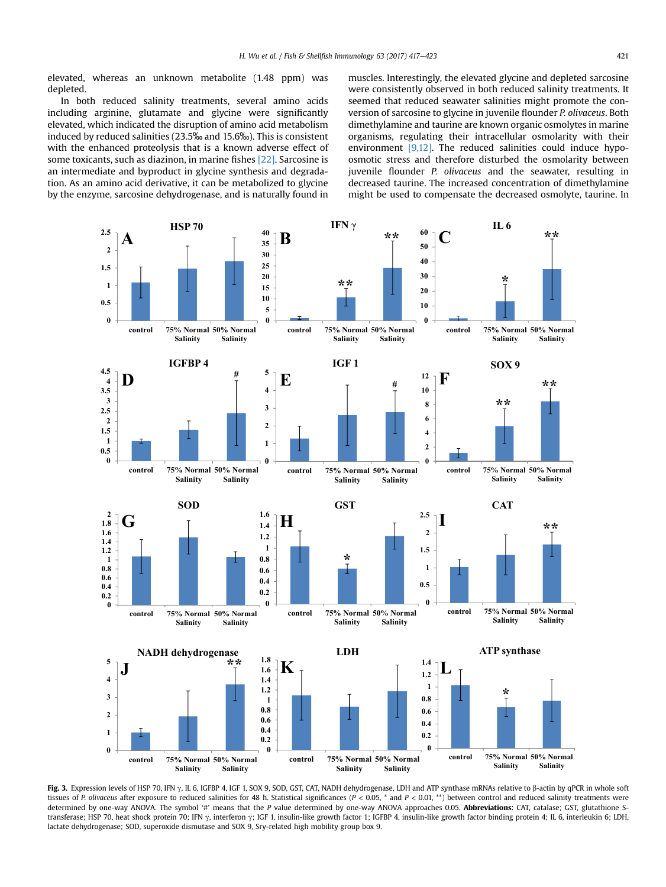elevated, whereas an unknown metabolite (1.48 ppm) was depleted.

In both reduced salinity treatments, several amino acids including arginine, glutamate and glycine were significantly elevated, which indicated the disruption of amino acid metabolism induced by reduced salinities (23.5‰ and 15.6‰). This is consistent with the enhanced proteolysis that is a known adverse effect of some toxicants, such as diazinon, in marine fishes [22]. Sarcosine is an intermediate and byproduct in glycine synthesis and degradation. As an amino acid derivative, it can be metabolized to glycine by the enzyme, sarcosine dehydrogenase, and is naturally found in muscles. Interestingly, the elevated glycine and depleted sarcosine were consistently observed in both reduced salinity treatments. It seemed that reduced seawater salinities might promote the conversion of sarcosine to glycine in juvenile flounder *P. olivaceus*. Both dimethylamine and taurine are known organic osmolytes in marine organisms, regulating their intracellular osmolarity with their environment [9,12]. The reduced salinities could induce hypo-osmotic stress and therefore disturbed the osmolarity between juvenile flounder *P. olivaceus* and the seawater, resulting in decreased taurine. The increased concentration of dimethylamine might be used to compensate the decreased osmolyte, taurine. In

**Fig. 3.** Expression levels of HSP 70, IFN γ, IL 6, IGFBP 4, IGF 1, SOX 9, SOD, GST, CAT, NADH dehydrogenase, LDH and ATP synthase mRNAs relative to β-actin by qPCR in whole soft tissues of *P. olivaceus* after exposure to reduced salinities for 48 h. Statistical significances ($P < 0.05$, * and $P < 0.01$, **) between control and reduced salinity treatments were determined by one-way ANOVA. The symbol '#' means that the P value determined by one-way ANOVA approaches 0.05. **Abbreviations:** CAT, catalase; GST, glutathione S-transferase; HSP 70, heat shock protein 70; IFN γ, interferon γ; IGF 1, insulin-like growth factor 1; IGFBP 4, insulin-like growth factor binding protein 4; IL 6, interleukin 6; LDH, lactate dehydrogenase; SOD, superoxide dismutase and SOX 9, Sry-related high mobility group box 9.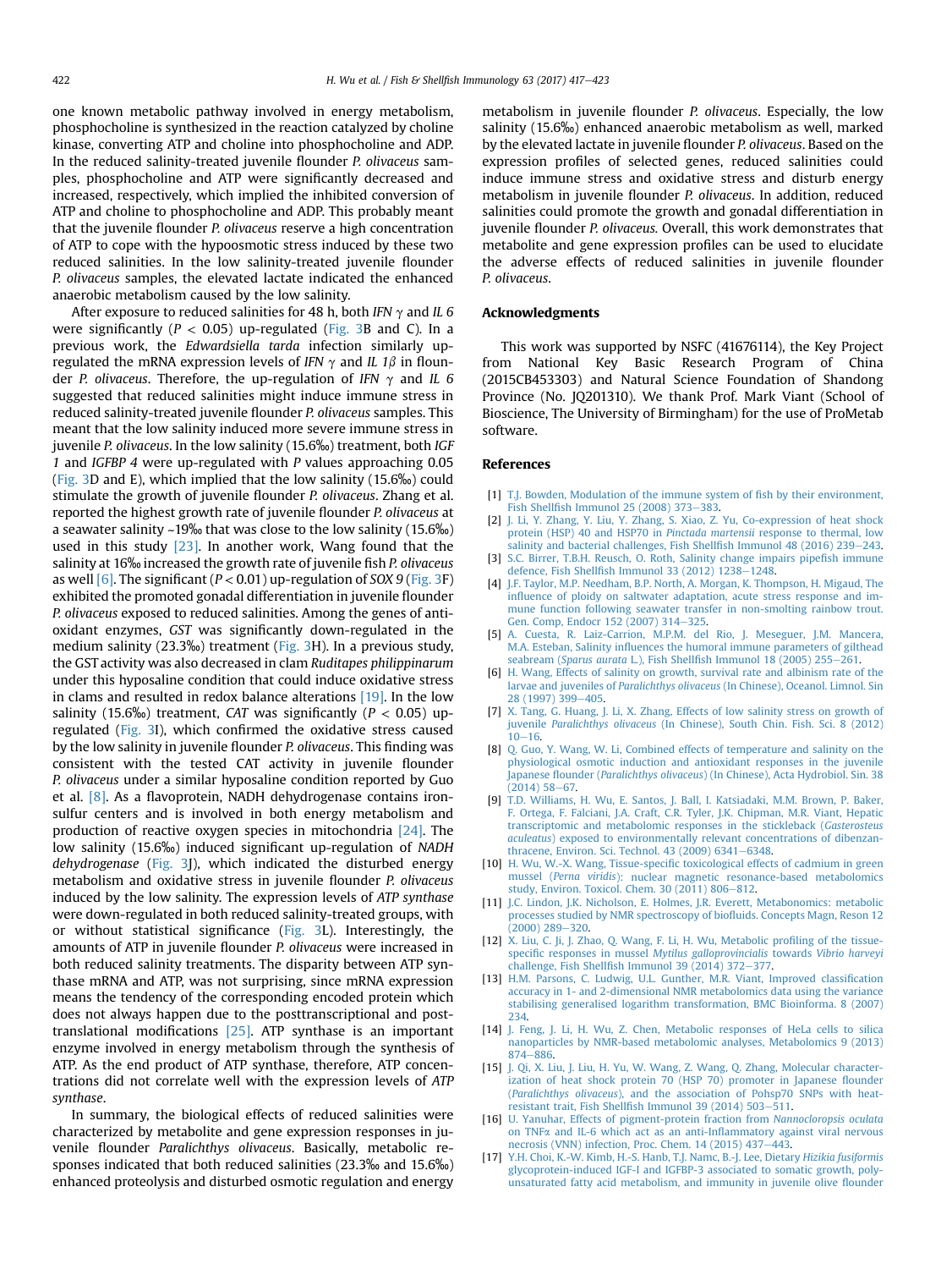one known metabolic pathway involved in energy metabolism, phosphocholine is synthesized in the reaction catalyzed by choline kinase, converting ATP and choline into phosphocholine and ADP. In the reduced salinity-treated juvenile flounder *P. olivaceus* samples, phosphocholine and ATP were significantly decreased and increased, respectively, which implied the inhibited conversion of ATP and choline to phosphocholine and ADP. This probably meant that the juvenile flounder *P. olivaceus* reserve a high concentration of ATP to cope with the hypoosmotic stress induced by these two reduced salinities. In the low salinity-treated juvenile flounder *P. olivaceus* samples, the elevated lactate indicated the enhanced anaerobic metabolism caused by the low salinity.

After exposure to reduced salinities for 48 h, both *IFN* $\gamma$ and *IL 6* were significantly ($P < 0.05$) up-regulated (Fig. 3B and C). In a previous work, the *Edwardsiella tarda* infection similarly up-regulated the mRNA expression levels of *IFN* $\gamma$ and *IL 1*$\beta$ in flounder *P. olivaceus*. Therefore, the up-regulation of *IFN* $\gamma$ and *IL 6* suggested that reduced salinities might induce immune stress in reduced salinity-treated juvenile flounder *P. olivaceus* samples. This meant that the low salinity induced more severe immune stress in juvenile *P. olivaceus*. In the low salinity (15.6‰) treatment, both *IGF 1* and *IGFBP 4* were up-regulated with *P* values approaching 0.05 (Fig. 3D and E), which implied that the low salinity (15.6‰) could stimulate the growth of juvenile flounder *P. olivaceus*. Zhang et al. reported the highest growth rate of juvenile flounder *P. olivaceus* at a seawater salinity ~19‰ that was close to the low salinity (15.6‰) used in this study [23]. In another work, Wang found that the salinity at 16‰ increased the growth rate of juvenile fish *P. olivaceus* as well [6]. The significant ($P < 0.01$) up-regulation of *SOX 9* (Fig. 3F) exhibited the promoted gonadal differentiation in juvenile flounder *P. olivaceus* exposed to reduced salinities. Among the genes of antioxidant enzymes, *GST* was significantly down-regulated in the medium salinity (23.3‰) treatment (Fig. 3H). In a previous study, the GST activity was also decreased in clam *Ruditapes philippinarum* under this hyposaline condition that could induce oxidative stress in clams and resulted in redox balance alterations [19]. In the low salinity (15.6‰) treatment, *CAT* was significantly ($P < 0.05$) up-regulated (Fig. 3I), which confirmed the oxidative stress caused by the low salinity in juvenile flounder *P. olivaceus*. This finding was consistent with the tested CAT activity in juvenile flounder *P. olivaceus* under a similar hyposaline condition reported by Guo et al. [8]. As a flavoprotein, NADH dehydrogenase contains iron-sulfur centers and is involved in both energy metabolism and production of reactive oxygen species in mitochondria [24]. The low salinity (15.6‰) induced significant up-regulation of *NADH dehydrogenase* (Fig. 3J), which indicated the disturbed energy metabolism and oxidative stress in juvenile flounder *P. olivaceus* induced by the low salinity. The expression levels of *ATP synthase* were down-regulated in both reduced salinity-treated groups, with or without statistical significance (Fig. 3L). Interestingly, the amounts of ATP in juvenile flounder *P. olivaceus* were increased in both reduced salinity treatments. The disparity between ATP synthase mRNA and ATP, was not surprising, since mRNA expression means the tendency of the corresponding encoded protein which does not always happen due to the posttranscriptional and post-translational modifications [25]. ATP synthase is an important enzyme involved in energy metabolism through the synthesis of ATP. As the end product of ATP synthase, therefore, ATP concentrations did not correlate well with the expression levels of *ATP synthase*.

In summary, the biological effects of reduced salinities were characterized by metabolite and gene expression responses in juvenile flounder *Paralichthys olivaceus*. Basically, metabolic responses indicated that both reduced salinities (23.3‰ and 15.6‰) enhanced proteolysis and disturbed osmotic regulation and energy metabolism in juvenile flounder *P. olivaceus*. Especially, the low salinity (15.6‰) enhanced anaerobic metabolism as well, marked by the elevated lactate in juvenile flounder *P. olivaceus*. Based on the expression profiles of selected genes, reduced salinities could induce immune stress and oxidative stress and disturb energy metabolism in juvenile flounder *P. olivaceus*. In addition, reduced salinities could promote the growth and gonadal differentiation in juvenile flounder *P. olivaceus*. Overall, this work demonstrates that metabolite and gene expression profiles can be used to elucidate the adverse effects of reduced salinities in juvenile flounder *P. olivaceus*.

## Acknowledgments

This work was supported by NSFC (41676114), the Key Project from National Key Basic Research Program of China (2015CB453303) and Natural Science Foundation of Shandong Province (No. JQ201310). We thank Prof. Mark Viant (School of Bioscience, The University of Birmingham) for the use of ProMetab software.

## References

[1] T.J. Bowden, Modulation of the immune system of fish by their environment, Fish Shellfish Immunol 25 (2008) 373–383.

[2] J. Li, Y. Zhang, Y. Liu, Y. Zhang, S. Xiao, Z. Yu, Co-expression of heat shock protein (HSP) 40 and HSP70 in *Pinctada martensii* response to thermal, low salinity and bacterial challenges, Fish Shellfish Immunol 48 (2016) 239–243.

[3] S.C. Birrer, T.B.H. Reusch, O. Roth, Salinity change impairs pipefish immune defence, Fish Shellfish Immunol 33 (2012) 1238–1248.

[4] J.F. Taylor, M.P. Needham, B.P. North, A. Morgan, K. Thompson, H. Migaud, The influence of ploidy on saltwater adaptation, acute stress response and immune function following seawater transfer in non-smolting rainbow trout. Gen. Comp, Endocr 152 (2007) 314–325.

[5] A. Cuesta, R. Laiz-Carrion, M.P.M. del Rio, J. Meseguer, J.M. Mancera, M.A. Esteban, Salinity influences the humoral immune parameters of gilthead seabream (*Sparus aurata* L.), Fish Shellfish Immunol 18 (2005) 255–261.

[6] H. Wang, Effects of salinity on growth, survival rate and albinism rate of the larvae and juveniles of *Paralichthys olivaceus* (In Chinese), Oceanol. Limnol. Sin 28 (1997) 399–405.

[7] X. Tang, G. Huang, J. Li, X. Zhang, Effects of low salinity stress on growth of juvenile *Paralichthys olivaceus* (In Chinese), South Chin. Fish. Sci. 8 (2012) 10–16.

[8] Q. Guo, Y. Wang, W. Li, Combined effects of temperature and salinity on the physiological osmotic induction and antioxidant responses in the juvenile Japanese flounder (*Paralichthys olivaceus*) (In Chinese), Acta Hydrobiol. Sin. 38 (2014) 58–67.

[9] T.D. Williams, H. Wu, E. Santos, J. Ball, I. Katsiadaki, M.M. Brown, P. Baker, F. Ortega, F. Falciani, J.A. Craft, C.R. Tyler, J.K. Chipman, M.R. Viant, Hepatic transcriptomic and metabolomic responses in the stickleback (*Gasterosteus aculeatus*) exposed to environmentally relevant concentrations of dibenzanthracene, Environ. Sci. Technol. 43 (2009) 6341–6348.

[10] H. Wu, W.-X. Wang, Tissue-specific toxicological effects of cadmium in green mussel (*Perna viridis*): nuclear magnetic resonance-based metabolomics study, Environ. Toxicol. Chem. 30 (2011) 806–812.

[11] J.C. Lindon, J.K. Nicholson, E. Holmes, J.R. Everett, Metabonomics: metabolic processes studied by NMR spectroscopy of biofluids. Concepts Magn, Reson 12 (2000) 289–320.

[12] X. Liu, C. Ji, J. Zhao, Q. Wang, F. Li, H. Wu, Metabolic profiling of the tissue-specific responses in mussel *Mytilus galloprovincialis* towards *Vibrio harveyi* challenge, Fish Shellfish Immunol 39 (2014) 372–377.

[13] H.M. Parsons, C. Ludwig, U.L. Gunther, M.R. Viant, Improved classification accuracy in 1- and 2-dimensional NMR metabolomics data using the variance stabilising generalised logarithm transformation, BMC Bioinforma. 8 (2007) 234.

[14] J. Feng, J. Li, H. Wu, Z. Chen, Metabolic responses of HeLa cells to silica nanoparticles by NMR-based metabolomic analyses, Metabolomics 9 (2013) 874–886.

[15] J. Qi, X. Liu, J. Liu, H. Yu, W. Wang, Z. Wang, Q. Zhang, Molecular characterization of heat shock protein 70 (HSP 70) promoter in Japanese flounder (*Paralichthys olivaceus*), and the association of Pohsp70 SNPs with heat-resistant trait, Fish Shellfish Immunol 39 (2014) 503–511.

[16] U. Yanuhar, Effects of pigment-protein fraction from *Nannocloropsis oculata* on TNFα and IL-6 which act as an anti-Inflammatory against viral nervous necrosis (VNN) infection, Proc. Chem. 14 (2015) 437–443.

[17] Y.H. Choi, K.-W. Kimb, H.-S. Hanb, T.J. Namc, B.-J. Lee, Dietary *Hizikia fusiformis* glycoprotein-induced IGF-I and IGFBP-3 associated to somatic growth, polyunsaturated fatty acid metabolism, and immunity in juvenile olive flounder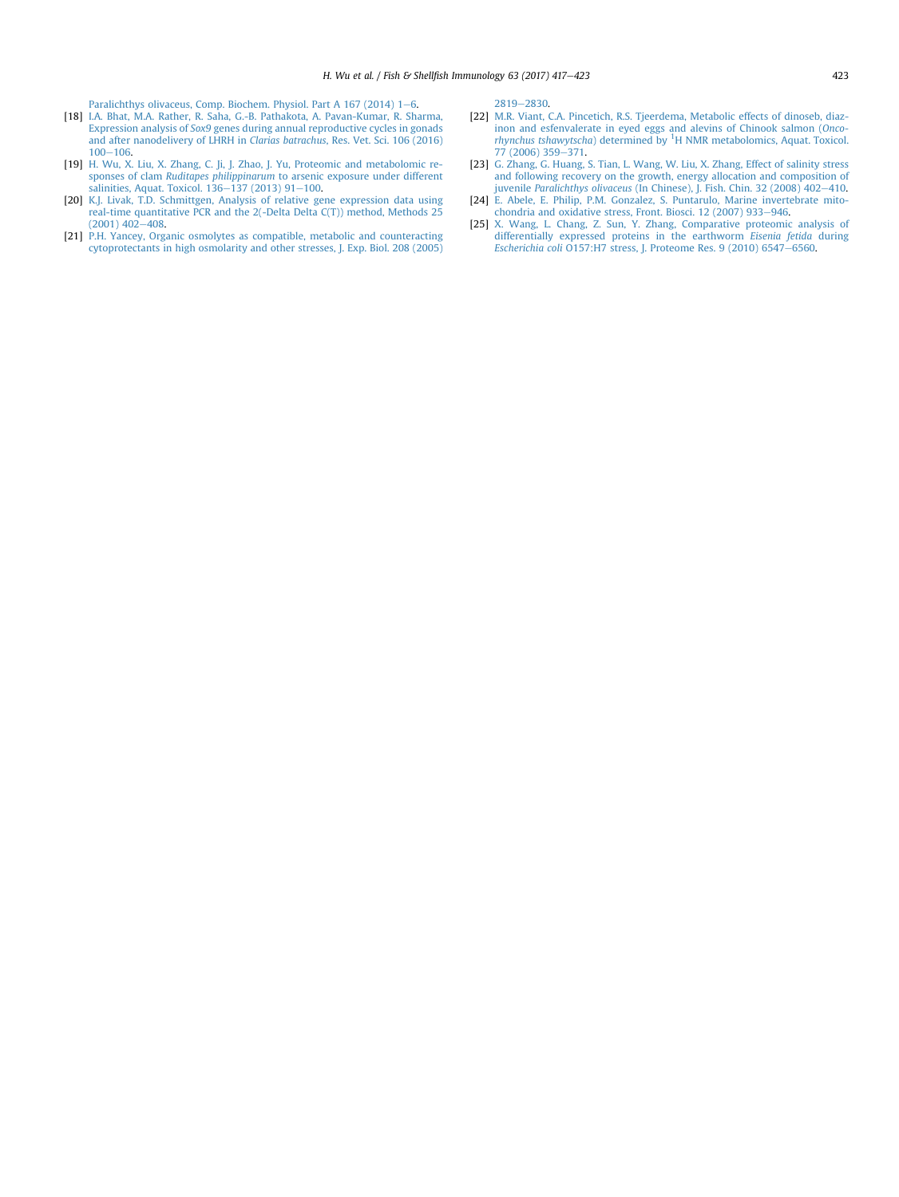Paralichthys olivaceus, Comp. Biochem. Physiol. Part A 167 (2014) 1–6.

[18] I.A. Bhat, M.A. Rather, R. Saha, G.-B. Pathakota, A. Pavan-Kumar, R. Sharma, Expression analysis of *Sox9* genes during annual reproductive cycles in gonads and after nanodelivery of LHRH in *Clarias batrachus*, Res. Vet. Sci. 106 (2016) 100–106.

[19] H. Wu, X. Liu, X. Zhang, C. Ji, J. Zhao, J. Yu, Proteomic and metabolomic responses of clam *Ruditapes philippinarum* to arsenic exposure under different salinities, Aquat. Toxicol. 136–137 (2013) 91–100.

[20] K.J. Livak, T.D. Schmittgen, Analysis of relative gene expression data using real-time quantitative PCR and the 2(-Delta Delta C(T)) method, Methods 25 (2001) 402–408.

[21] P.H. Yancey, Organic osmolytes as compatible, metabolic and counteracting cytoprotectants in high osmolarity and other stresses, J. Exp. Biol. 208 (2005) 2819–2830.

[22] M.R. Viant, C.A. Pincetich, R.S. Tjeerdema, Metabolic effects of dinoseb, diazinon and esfenvalerate in eyed eggs and alevins of Chinook salmon (*Oncorhynchus tshawytscha*) determined by $^{1}$H NMR metabolomics, Aquat. Toxicol. 77 (2006) 359–371.

[23] G. Zhang, G. Huang, S. Tian, L. Wang, W. Liu, X. Zhang, Effect of salinity stress and following recovery on the growth, energy allocation and composition of juvenile *Paralichthys olivaceus* (In Chinese), J. Fish. Chin. 32 (2008) 402–410.

[24] E. Abele, E. Philip, P.M. Gonzalez, S. Puntarulo, Marine invertebrate mitochondria and oxidative stress, Front. Biosci. 12 (2007) 933–946.

[25] X. Wang, L. Chang, Z. Sun, Y. Zhang, Comparative proteomic analysis of differentially expressed proteins in the earthworm *Eisenia fetida* during *Escherichia coli* O157:H7 stress, J. Proteome Res. 9 (2010) 6547–6560.